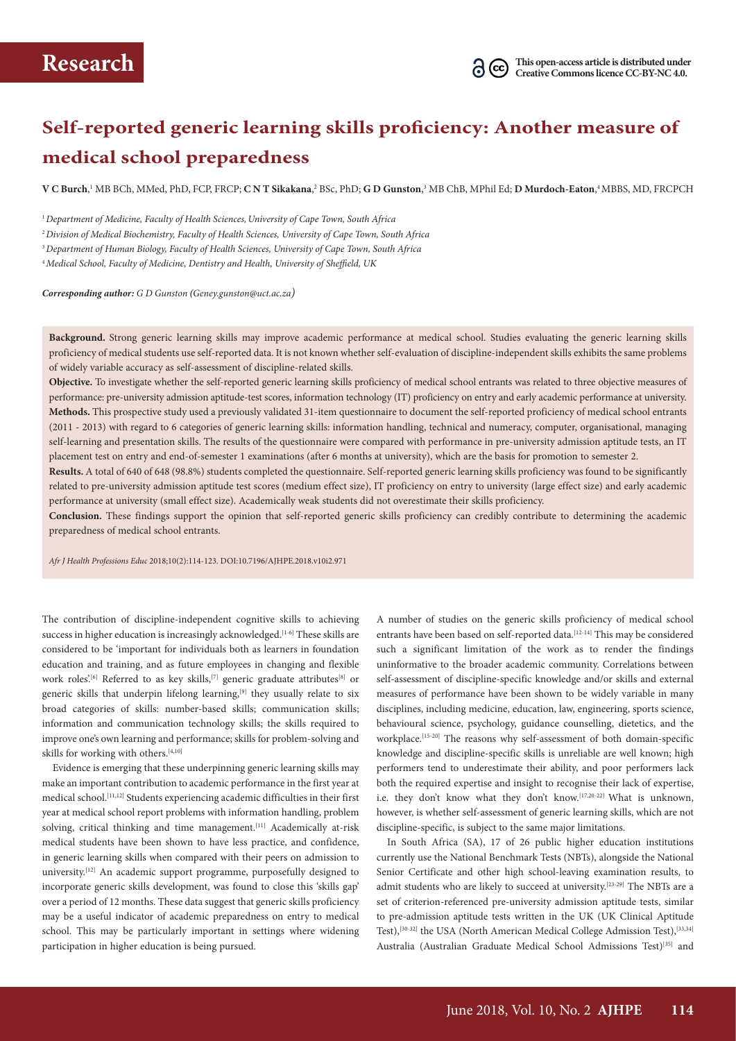# Research

This open-access article is distributed under Creative Commons licence CC-BY-NC 4.0.

# Self-reported generic learning skills proficiency: Another measure of medical school preparedness

**V C Burch**,[1] MB BCh, MMed, PhD, FCP, FRCP; **C N T Sikakana**,[2] BSc, PhD; **G D Gunston**,[3] MB ChB, MPhil Ed; **D Murdoch-Eaton**,[4] MBBS, MD, FRCPCH

[1] *Department of Medicine, Faculty of Health Sciences, University of Cape Town, South Africa*

[2] *Division of Medical Biochemistry, Faculty of Health Sciences, University of Cape Town, South Africa*

[3] *Department of Human Biology, Faculty of Health Sciences, University of Cape Town, South Africa*

[4] *Medical School, Faculty of Medicine, Dentistry and Health, University of Sheffield, UK*

***Corresponding author:** G D Gunston (Geney.gunston@uct.ac.za)*

**Background.** Strong generic learning skills may improve academic performance at medical school. Studies evaluating the generic learning skills proficiency of medical students use self-reported data. It is not known whether self-evaluation of discipline-independent skills exhibits the same problems of widely variable accuracy as self-assessment of discipline-related skills.

**Objective.** To investigate whether the self-reported generic learning skills proficiency of medical school entrants was related to three objective measures of performance: pre-university admission aptitude-test scores, information technology (IT) proficiency on entry and early academic performance at university.

**Methods.** This prospective study used a previously validated 31-item questionnaire to document the self-reported proficiency of medical school entrants (2011 - 2013) with regard to 6 categories of generic learning skills: information handling, technical and numeracy, computer, organisational, managing self-learning and presentation skills. The results of the questionnaire were compared with performance in pre-university admission aptitude tests, an IT placement test on entry and end-of-semester 1 examinations (after 6 months at university), which are the basis for promotion to semester 2.

**Results.** A total of 640 of 648 (98.8%) students completed the questionnaire. Self-reported generic learning skills proficiency was found to be significantly related to pre-university admission aptitude test scores (medium effect size), IT proficiency on entry to university (large effect size) and early academic performance at university (small effect size). Academically weak students did not overestimate their skills proficiency.

**Conclusion.** These findings support the opinion that self-reported generic skills proficiency can credibly contribute to determining the academic preparedness of medical school entrants.

*Afr J Health Professions Educ* 2018;10(2):114-123. DOI:10.7196/AJHPE.2018.v10i2.971

The contribution of discipline-independent cognitive skills to achieving success in higher education is increasingly acknowledged.[1-6] These skills are considered to be 'important for individuals both as learners in foundation education and training, and as future employees in changing and flexible work roles'.[6] Referred to as key skills,[7] generic graduate attributes[8] or generic skills that underpin lifelong learning,[9] they usually relate to six broad categories of skills: number-based skills; communication skills; information and communication technology skills; the skills required to improve one's own learning and performance; skills for problem-solving and skills for working with others.[4,10]

Evidence is emerging that these underpinning generic learning skills may make an important contribution to academic performance in the first year at medical school.[11,12] Students experiencing academic difficulties in their first year at medical school report problems with information handling, problem solving, critical thinking and time management.[11] Academically at-risk medical students have been shown to have less practice, and confidence, in generic learning skills when compared with their peers on admission to university.[12] An academic support programme, purposefully designed to incorporate generic skills development, was found to close this 'skills gap' over a period of 12 months. These data suggest that generic skills proficiency may be a useful indicator of academic preparedness on entry to medical school. This may be particularly important in settings where widening participation in higher education is being pursued.

A number of studies on the generic skills proficiency of medical school entrants have been based on self-reported data.[12-14] This may be considered such a significant limitation of the work as to render the findings uninformative to the broader academic community. Correlations between self-assessment of discipline-specific knowledge and/or skills and external measures of performance have been shown to be widely variable in many disciplines, including medicine, education, law, engineering, sports science, behavioural science, psychology, guidance counselling, dietetics, and the workplace.[15-20] The reasons why self-assessment of both domain-specific knowledge and discipline-specific skills is unreliable are well known; high performers tend to underestimate their ability, and poor performers lack both the required expertise and insight to recognise their lack of expertise, i.e. they don't know what they don't know.[17,20-22] What is unknown, however, is whether self-assessment of generic learning skills, which are not discipline-specific, is subject to the same major limitations.

In South Africa (SA), 17 of 26 public higher education institutions currently use the National Benchmark Tests (NBTs), alongside the National Senior Certificate and other high school-leaving examination results, to admit students who are likely to succeed at university.[23-29] The NBTs are a set of criterion-referenced pre-university admission aptitude tests, similar to pre-admission aptitude tests written in the UK (UK Clinical Aptitude Test),[30-32] the USA (North American Medical College Admission Test),[33,34] Australia (Australian Graduate Medical School Admissions Test)[35] and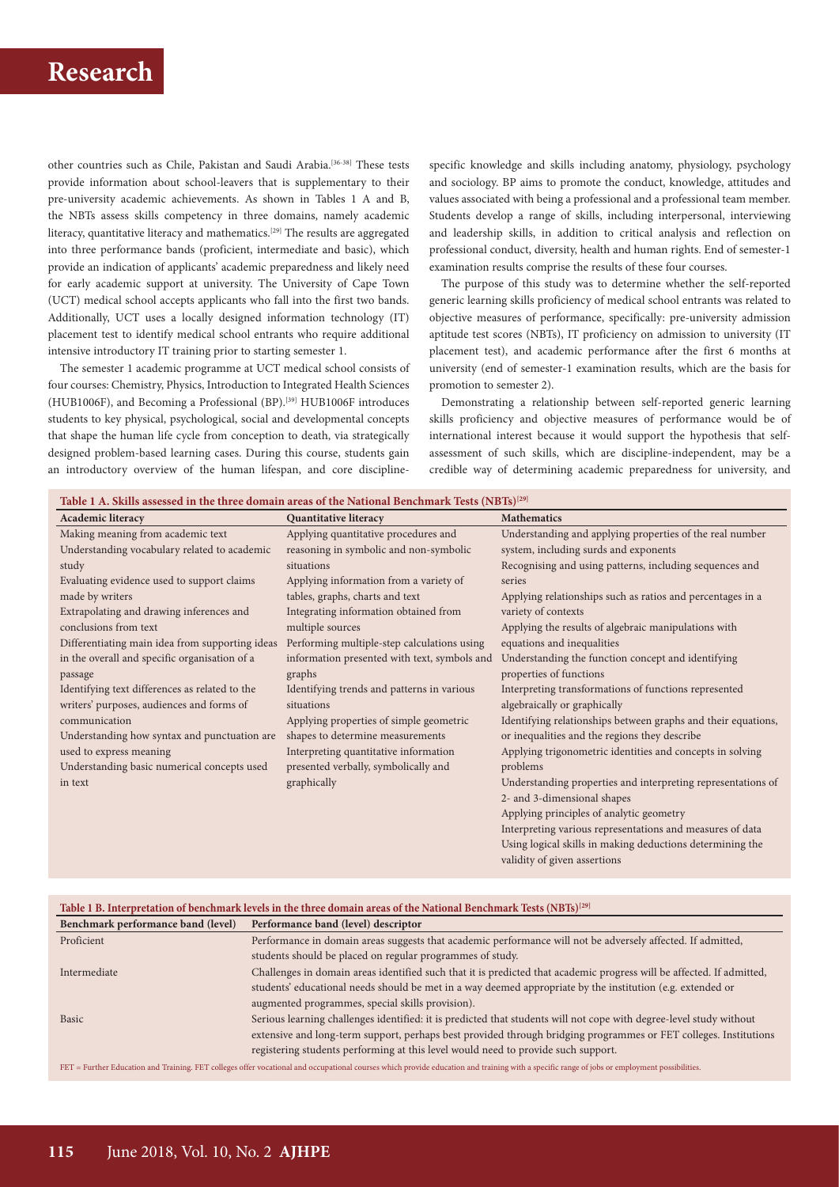other countries such as Chile, Pakistan and Saudi Arabia.[36-38] These tests provide information about school-leavers that is supplementary to their pre-university academic achievements. As shown in Tables 1 A and B, the NBTs assess skills competency in three domains, namely academic literacy, quantitative literacy and mathematics.[29] The results are aggregated into three performance bands (proficient, intermediate and basic), which provide an indication of applicants' academic preparedness and likely need for early academic support at university. The University of Cape Town (UCT) medical school accepts applicants who fall into the first two bands. Additionally, UCT uses a locally designed information technology (IT) placement test to identify medical school entrants who require additional intensive introductory IT training prior to starting semester 1.

The semester 1 academic programme at UCT medical school consists of four courses: Chemistry, Physics, Introduction to Integrated Health Sciences (HUB1006F), and Becoming a Professional (BP).[39] HUB1006F introduces students to key physical, psychological, social and developmental concepts that shape the human life cycle from conception to death, via strategically designed problem-based learning cases. During this course, students gain an introductory overview of the human lifespan, and core discipline-specific knowledge and skills including anatomy, physiology, psychology and sociology. BP aims to promote the conduct, knowledge, attitudes and values associated with being a professional and a professional team member. Students develop a range of skills, including interpersonal, interviewing and leadership skills, in addition to critical analysis and reflection on professional conduct, diversity, health and human rights. End of semester-1 examination results comprise the results of these four courses.

The purpose of this study was to determine whether the self-reported generic learning skills proficiency of medical school entrants was related to objective measures of performance, specifically: pre-university admission aptitude test scores (NBTs), IT proficiency on admission to university (IT placement test), and academic performance after the first 6 months at university (end of semester-1 examination results, which are the basis for promotion to semester 2).

Demonstrating a relationship between self-reported generic learning skills proficiency and objective measures of performance would be of international interest because it would support the hypothesis that self-assessment of such skills, which are discipline-independent, may be a credible way of determining academic preparedness for university, and

**Table 1 A. Skills assessed in the three domain areas of the National Benchmark Tests (NBTs)[29]**

| Academic literacy | Quantitative literacy | Mathematics |
|---|---|---|
| Making meaning from academic text | Applying quantitative procedures and reasoning in symbolic and non-symbolic situations | Understanding and applying properties of the real number system, including surds and exponents |
| Understanding vocabulary related to academic study | Applying information from a variety of tables, graphs, charts and text | Recognising and using patterns, including sequences and series |
| Evaluating evidence used to support claims made by writers | Integrating information obtained from multiple sources | Applying relationships such as ratios and percentages in a variety of contexts |
| Extrapolating and drawing inferences and conclusions from text | Performing multiple-step calculations using information presented with text, symbols and graphs | Applying the results of algebraic manipulations with equations and inequalities |
| Differentiating main idea from supporting ideas in the overall and specific organisation of a passage | Identifying trends and patterns in various situations | Understanding the function concept and identifying properties of functions |
| Identifying text differences as related to the writers' purposes, audiences and forms of communication | Applying properties of simple geometric shapes to determine measurements | Interpreting transformations of functions represented algebraically or graphically |
| Understanding how syntax and punctuation are used to express meaning | Interpreting quantitative information presented verbally, symbolically and graphically | Identifying relationships between graphs and their equations, or inequalities and the regions they describe |
| Understanding basic numerical concepts used in text | | Applying trigonometric identities and concepts in solving problems |
| | | Understanding properties and interpreting representations of 2- and 3-dimensional shapes |
| | | Applying principles of analytic geometry |
| | | Interpreting various representations and measures of data |
| | | Using logical skills in making deductions determining the validity of given assertions |

**Table 1 B. Interpretation of benchmark levels in the three domain areas of the National Benchmark Tests (NBTs)[29]**

| Benchmark performance band (level) | Performance band (level) descriptor |
|---|---|
| Proficient | Performance in domain areas suggests that academic performance will not be adversely affected. If admitted, students should be placed on regular programmes of study. |
| Intermediate | Challenges in domain areas identified such that it is predicted that academic progress will be affected. If admitted, students' educational needs should be met in a way deemed appropriate by the institution (e.g. extended or augmented programmes, special skills provision). |
| Basic | Serious learning challenges identified: it is predicted that students will not cope with degree-level study without extensive and long-term support, perhaps best provided through bridging programmes or FET colleges. Institutions registering students performing at this level would need to provide such support. |

FET = Further Education and Training. FET colleges offer vocational and occupational courses which provide education and training with a specific range of jobs or employment possibilities.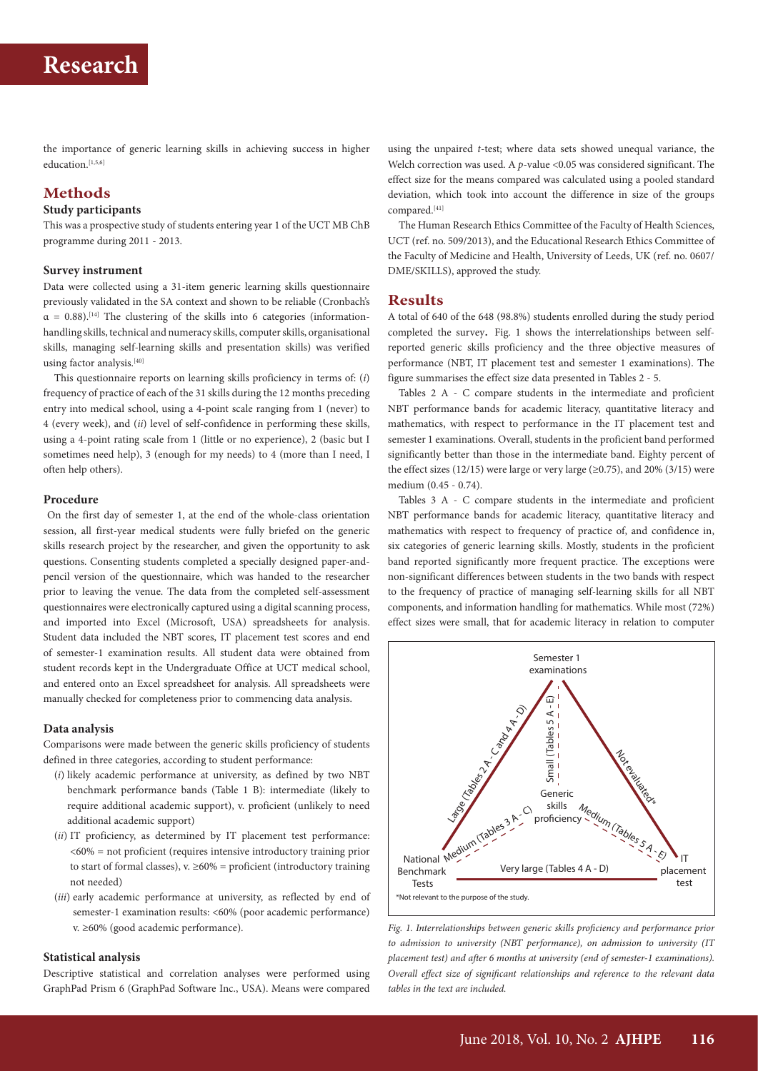the importance of generic learning skills in achieving success in higher education.[1,5,6]

## Methods

### Study participants

This was a prospective study of students entering year 1 of the UCT MB ChB programme during 2011 - 2013.

### Survey instrument

Data were collected using a 31-item generic learning skills questionnaire previously validated in the SA context and shown to be reliable (Cronbach's $\alpha = 0.88$).[14] The clustering of the skills into 6 categories (information-handling skills, technical and numeracy skills, computer skills, organisational skills, managing self-learning skills and presentation skills) was verified using factor analysis.[40]

This questionnaire reports on learning skills proficiency in terms of: (*i*) frequency of practice of each of the 31 skills during the 12 months preceding entry into medical school, using a 4-point scale ranging from 1 (never) to 4 (every week), and (*ii*) level of self-confidence in performing these skills, using a 4-point rating scale from 1 (little or no experience), 2 (basic but I sometimes need help), 3 (enough for my needs) to 4 (more than I need, I often help others).

### Procedure

On the first day of semester 1, at the end of the whole-class orientation session, all first-year medical students were fully briefed on the generic skills research project by the researcher, and given the opportunity to ask questions. Consenting students completed a specially designed paper-and-pencil version of the questionnaire, which was handed to the researcher prior to leaving the venue. The data from the completed self-assessment questionnaires were electronically captured using a digital scanning process, and imported into Excel (Microsoft, USA) spreadsheets for analysis. Student data included the NBT scores, IT placement test scores and end of semester-1 examination results. All student data were obtained from student records kept in the Undergraduate Office at UCT medical school, and entered onto an Excel spreadsheet for analysis. All spreadsheets were manually checked for completeness prior to commencing data analysis.

### Data analysis

Comparisons were made between the generic skills proficiency of students defined in three categories, according to student performance:

- (*i*) likely academic performance at university, as defined by two NBT benchmark performance bands (Table 1 B): intermediate (likely to require additional academic support), v. proficient (unlikely to need additional academic support)
- (*ii*) IT proficiency, as determined by IT placement test performance: <60% = not proficient (requires intensive introductory training prior to start of formal classes), v. ≥60% = proficient (introductory training not needed)
- (*iii*) early academic performance at university, as reflected by end of semester-1 examination results: <60% (poor academic performance) v. ≥60% (good academic performance).

### Statistical analysis

Descriptive statistical and correlation analyses were performed using GraphPad Prism 6 (GraphPad Software Inc., USA). Means were compared using the unpaired *t*-test; where data sets showed unequal variance, the Welch correction was used. A $p$-value <0.05 was considered significant. The effect size for the means compared was calculated using a pooled standard deviation, which took into account the difference in size of the groups compared.[41]

The Human Research Ethics Committee of the Faculty of Health Sciences, UCT (ref. no. 509/2013), and the Educational Research Ethics Committee of the Faculty of Medicine and Health, University of Leeds, UK (ref. no. 0607/DME/SKILLS), approved the study.

## Results

A total of 640 of the 648 (98.8%) students enrolled during the study period completed the survey. Fig. 1 shows the interrelationships between self-reported generic skills proficiency and the three objective measures of performance (NBT, IT placement test and semester 1 examinations). The figure summarises the effect size data presented in Tables 2 - 5.

Tables 2 A - C compare students in the intermediate and proficient NBT performance bands for academic literacy, quantitative literacy and mathematics, with respect to performance in the IT placement test and semester 1 examinations. Overall, students in the proficient band performed significantly better than those in the intermediate band. Eighty percent of the effect sizes (12/15) were large or very large (≥0.75), and 20% (3/15) were medium (0.45 - 0.74).

Tables 3 A - C compare students in the intermediate and proficient NBT performance bands for academic literacy, quantitative literacy and mathematics with respect to frequency of practice of, and confidence in, six categories of generic learning skills. Mostly, students in the proficient band reported significantly more frequent practice. The exceptions were non-significant differences between students in the two bands with respect to the frequency of practice of managing self-learning skills for all NBT components, and information handling for mathematics. While most (72%) effect sizes were small, that for academic literacy in relation to computer

Semester 1 examinations

Large (Tables 2 A - C and 4 A - D)

Small (Tables 5 A - E)

Not evaluated*

Generic skills proficiency

Medium (Tables 3 A - C)

Medium (Tables 5 A - E)

National Benchmark Tests

Very large (Tables 4 A - D)

IT placement test

*Not relevant to the purpose of the study.

*Fig. 1. Interrelationships between generic skills proficiency and performance prior to admission to university (NBT performance), on admission to university (IT placement test) and after 6 months at university (end of semester-1 examinations). Overall effect size of significant relationships and reference to the relevant data tables in the text are included.*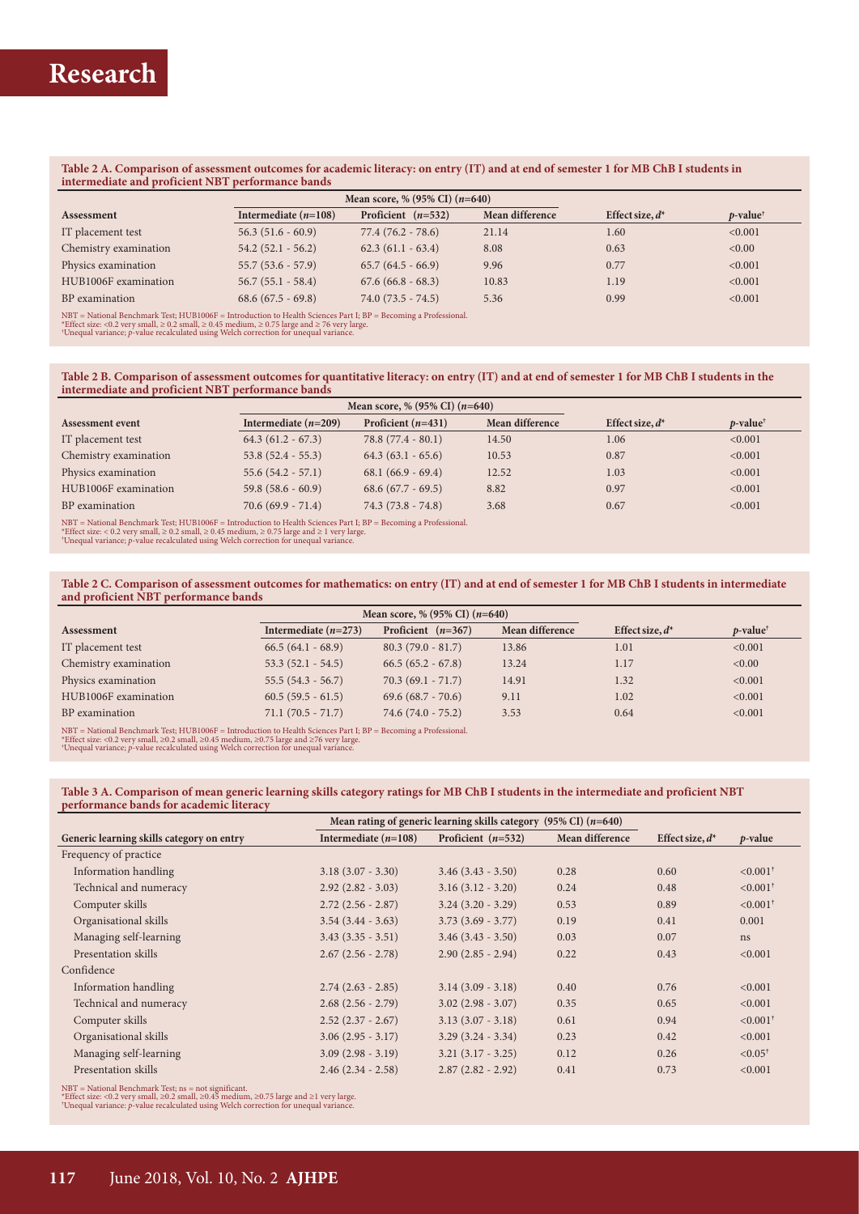**Table 2 A. Comparison of assessment outcomes for academic literacy: on entry (IT) and at end of semester 1 for MB ChB I students in intermediate and proficient NBT performance bands**

| | Mean score, % (95% CI) ($n$=640) | | | | |
|---|---|---|---|---|---|
| Assessment | Intermediate ($n$=108) | Proficient ($n$=532) | Mean difference | Effect size, $d$* | $p$-value† |
| IT placement test | 56.3 (51.6 - 60.9) | 77.4 (76.2 - 78.6) | 21.14 | 1.60 | <0.001 |
| Chemistry examination | 54.2 (52.1 - 56.2) | 62.3 (61.1 - 63.4) | 8.08 | 0.63 | <0.00 |
| Physics examination | 55.7 (53.6 - 57.9) | 65.7 (64.5 - 66.9) | 9.96 | 0.77 | <0.001 |
| HUB1006F examination | 56.7 (55.1 - 58.4) | 67.6 (66.8 - 68.3) | 10.83 | 1.19 | <0.001 |
| BP examination | 68.6 (67.5 - 69.8) | 74.0 (73.5 - 74.5) | 5.36 | 0.99 | <0.001 |

NBT = National Benchmark Test; HUB1006F = Introduction to Health Sciences Part I; BP = Becoming a Professional.
*Effect size: <0.2 very small, ≥ 0.2 small, ≥ 0.45 medium, ≥ 0.75 large and ≥ 76 very large.
†Unequal variance; $p$-value recalculated using Welch correction for unequal variance.

**Table 2 B. Comparison of assessment outcomes for quantitative literacy: on entry (IT) and at end of semester 1 for MB ChB I students in the intermediate and proficient NBT performance bands**

| | Mean score, % (95% CI) ($n$=640) | | | | |
|---|---|---|---|---|---|
| Assessment event | Intermediate ($n$=209) | Proficient ($n$=431) | Mean difference | Effect size, $d$* | $p$-value† |
| IT placement test | 64.3 (61.2 - 67.3) | 78.8 (77.4 - 80.1) | 14.50 | 1.06 | <0.001 |
| Chemistry examination | 53.8 (52.4 - 55.3) | 64.3 (63.1 - 65.6) | 10.53 | 0.87 | <0.001 |
| Physics examination | 55.6 (54.2 - 57.1) | 68.1 (66.9 - 69.4) | 12.52 | 1.03 | <0.001 |
| HUB1006F examination | 59.8 (58.6 - 60.9) | 68.6 (67.7 - 69.5) | 8.82 | 0.97 | <0.001 |
| BP examination | 70.6 (69.9 - 71.4) | 74.3 (73.8 - 74.8) | 3.68 | 0.67 | <0.001 |

NBT = National Benchmark Test; HUB1006F = Introduction to Health Sciences Part I; BP = Becoming a Professional.
*Effect size: < 0.2 very small, ≥ 0.2 small, ≥ 0.45 medium, ≥ 0.75 large and ≥ 1 very large.
†Unequal variance; $p$-value recalculated using Welch correction for unequal variance.

**Table 2 C. Comparison of assessment outcomes for mathematics: on entry (IT) and at end of semester 1 for MB ChB I students in intermediate and proficient NBT performance bands**

| | Mean score, % (95% CI) ($n$=640) | | | | |
|---|---|---|---|---|---|
| Assessment | Intermediate ($n$=273) | Proficient ($n$=367) | Mean difference | Effect size, $d$* | $p$-value† |
| IT placement test | 66.5 (64.1 - 68.9) | 80.3 (79.0 - 81.7) | 13.86 | 1.01 | <0.001 |
| Chemistry examination | 53.3 (52.1 - 54.5) | 66.5 (65.2 - 67.8) | 13.24 | 1.17 | <0.00 |
| Physics examination | 55.5 (54.3 - 56.7) | 70.3 (69.1 - 71.7) | 14.91 | 1.32 | <0.001 |
| HUB1006F examination | 60.5 (59.5 - 61.5) | 69.6 (68.7 - 70.6) | 9.11 | 1.02 | <0.001 |
| BP examination | 71.1 (70.5 - 71.7) | 74.6 (74.0 - 75.2) | 3.53 | 0.64 | <0.001 |

NBT = National Benchmark Test; HUB1006F = Introduction to Health Sciences Part I; BP = Becoming a Professional.
*Effect size: <0.2 very small, ≥0.2 small, ≥0.45 medium, ≥0.75 large and ≥76 very large.
†Unequal variance; $p$-value recalculated using Welch correction for unequal variance.

**Table 3 A. Comparison of mean generic learning skills category ratings for MB ChB I students in the intermediate and proficient NBT performance bands for academic literacy**

| | Mean rating of generic learning skills category (95% CI) ($n$=640) | | | | |
|---|---|---|---|---|---|
| Generic learning skills category on entry | Intermediate ($n$=108) | Proficient ($n$=532) | Mean difference | Effect size, $d$* | $p$-value |
| Frequency of practice | | | | | |
| Information handling | 3.18 (3.07 - 3.30) | 3.46 (3.43 - 3.50) | 0.28 | 0.60 | <0.001† |
| Technical and numeracy | 2.92 (2.82 - 3.03) | 3.16 (3.12 - 3.20) | 0.24 | 0.48 | <0.001† |
| Computer skills | 2.72 (2.56 - 2.87) | 3.24 (3.20 - 3.29) | 0.53 | 0.89 | <0.001† |
| Organisational skills | 3.54 (3.44 - 3.63) | 3.73 (3.69 - 3.77) | 0.19 | 0.41 | 0.001 |
| Managing self-learning | 3.43 (3.35 - 3.51) | 3.46 (3.43 - 3.50) | 0.03 | 0.07 | ns |
| Presentation skills | 2.67 (2.56 - 2.78) | 2.90 (2.85 - 2.94) | 0.22 | 0.43 | <0.001 |
| Confidence | | | | | |
| Information handling | 2.74 (2.63 - 2.85) | 3.14 (3.09 - 3.18) | 0.40 | 0.76 | <0.001 |
| Technical and numeracy | 2.68 (2.56 - 2.79) | 3.02 (2.98 - 3.07) | 0.35 | 0.65 | <0.001 |
| Computer skills | 2.52 (2.37 - 2.67) | 3.13 (3.07 - 3.18) | 0.61 | 0.94 | <0.001† |
| Organisational skills | 3.06 (2.95 - 3.17) | 3.29 (3.24 - 3.34) | 0.23 | 0.42 | <0.001 |
| Managing self-learning | 3.09 (2.98 - 3.19) | 3.21 (3.17 - 3.25) | 0.12 | 0.26 | <0.05† |
| Presentation skills | 2.46 (2.34 - 2.58) | 2.87 (2.82 - 2.92) | 0.41 | 0.73 | <0.001 |

NBT = National Benchmark Test; ns = not significant.
*Effect size: <0.2 very small, ≥0.2 small, ≥0.45 medium, ≥0.75 large and ≥1 very large.
†Unequal variance: $p$-value recalculated using Welch correction for unequal variance.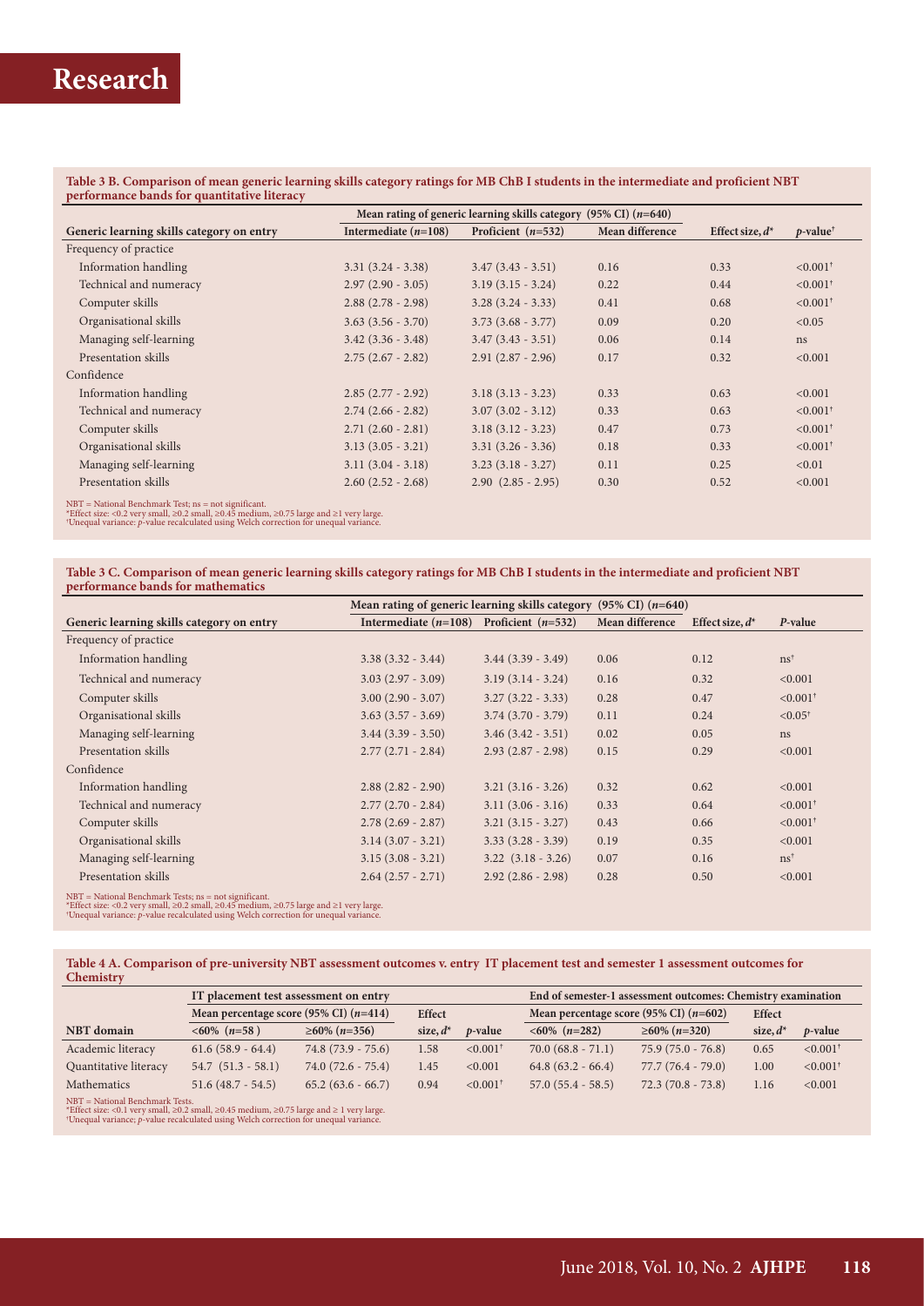**Table 3 B. Comparison of mean generic learning skills category ratings for MB ChB I students in the intermediate and proficient NBT performance bands for quantitative literacy**

| Generic learning skills category on entry | Mean rating of generic learning skills category (95% CI) ($n$=640) | | | | |
|---|---|---|---|---|---|
| | Intermediate ($n$=108) | Proficient ($n$=532) | Mean difference | Effect size, $d$* | $p$-value† |
| Frequency of practice | | | | | |
| Information handling | 3.31 (3.24 - 3.38) | 3.47 (3.43 - 3.51) | 0.16 | 0.33 | <0.001† |
| Technical and numeracy | 2.97 (2.90 - 3.05) | 3.19 (3.15 - 3.24) | 0.22 | 0.44 | <0.001† |
| Computer skills | 2.88 (2.78 - 2.98) | 3.28 (3.24 - 3.33) | 0.41 | 0.68 | <0.001† |
| Organisational skills | 3.63 (3.56 - 3.70) | 3.73 (3.68 - 3.77) | 0.09 | 0.20 | <0.05 |
| Managing self-learning | 3.42 (3.36 - 3.48) | 3.47 (3.43 - 3.51) | 0.06 | 0.14 | ns |
| Presentation skills | 2.75 (2.67 - 2.82) | 2.91 (2.87 - 2.96) | 0.17 | 0.32 | <0.001 |
| Confidence | | | | | |
| Information handling | 2.85 (2.77 - 2.92) | 3.18 (3.13 - 3.23) | 0.33 | 0.63 | <0.001 |
| Technical and numeracy | 2.74 (2.66 - 2.82) | 3.07 (3.02 - 3.12) | 0.33 | 0.63 | <0.001† |
| Computer skills | 2.71 (2.60 - 2.81) | 3.18 (3.12 - 3.23) | 0.47 | 0.73 | <0.001† |
| Organisational skills | 3.13 (3.05 - 3.21) | 3.31 (3.26 - 3.36) | 0.18 | 0.33 | <0.001† |
| Managing self-learning | 3.11 (3.04 - 3.18) | 3.23 (3.18 - 3.27) | 0.11 | 0.25 | <0.01 |
| Presentation skills | 2.60 (2.52 - 2.68) | 2.90 (2.85 - 2.95) | 0.30 | 0.52 | <0.001 |

NBT = National Benchmark Test; ns = not significant.
*Effect size: <0.2 very small, ≥0.2 small, ≥0.45 medium, ≥0.75 large and ≥1 very large.
†Unequal variance: $p$-value recalculated using Welch correction for unequal variance.

**Table 3 C. Comparison of mean generic learning skills category ratings for MB ChB I students in the intermediate and proficient NBT performance bands for mathematics**

| Generic learning skills category on entry | Mean rating of generic learning skills category (95% CI) ($n$=640) | | | | |
|---|---|---|---|---|---|
| | Intermediate ($n$=108) | Proficient ($n$=532) | Mean difference | Effect size, $d$* | $P$-value |
| Frequency of practice | | | | | |
| Information handling | 3.38 (3.32 - 3.44) | 3.44 (3.39 - 3.49) | 0.06 | 0.12 | ns† |
| Technical and numeracy | 3.03 (2.97 - 3.09) | 3.19 (3.14 - 3.24) | 0.16 | 0.32 | <0.001 |
| Computer skills | 3.00 (2.90 - 3.07) | 3.27 (3.22 - 3.33) | 0.28 | 0.47 | <0.001† |
| Organisational skills | 3.63 (3.57 - 3.69) | 3.74 (3.70 - 3.79) | 0.11 | 0.24 | <0.05† |
| Managing self-learning | 3.44 (3.39 - 3.50) | 3.46 (3.42 - 3.51) | 0.02 | 0.05 | ns |
| Presentation skills | 2.77 (2.71 - 2.84) | 2.93 (2.87 - 2.98) | 0.15 | 0.29 | <0.001 |
| Confidence | | | | | |
| Information handling | 2.88 (2.82 - 2.90) | 3.21 (3.16 - 3.26) | 0.32 | 0.62 | <0.001 |
| Technical and numeracy | 2.77 (2.70 - 2.84) | 3.11 (3.06 - 3.16) | 0.33 | 0.64 | <0.001† |
| Computer skills | 2.78 (2.69 - 2.87) | 3.21 (3.15 - 3.27) | 0.43 | 0.66 | <0.001† |
| Organisational skills | 3.14 (3.07 - 3.21) | 3.33 (3.28 - 3.39) | 0.19 | 0.35 | <0.001 |
| Managing self-learning | 3.15 (3.08 - 3.21) | 3.22 (3.18 - 3.26) | 0.07 | 0.16 | ns† |
| Presentation skills | 2.64 (2.57 - 2.71) | 2.92 (2.86 - 2.98) | 0.28 | 0.50 | <0.001 |

NBT = National Benchmark Tests; ns = not significant.
*Effect size: <0.2 very small, ≥0.2 small, ≥0.45 medium, ≥0.75 large and ≥1 very large.
†Unequal variance: $p$-value recalculated using Welch correction for unequal variance.

**Table 4 A. Comparison of pre-university NBT assessment outcomes v. entry IT placement test and semester 1 assessment outcomes for Chemistry**

| NBT domain | IT placement test assessment on entry | | | | End of semester-1 assessment outcomes: Chemistry examination | | | |
|---|---|---|---|---|---|---|---|---|
| | Mean percentage score (95% CI) ($n$=414) | | Effect size, $d$* | $p$-value | Mean percentage score (95% CI) ($n$=602) | | Effect size, $d$* | $p$-value |
| | <60% ($n$=58) | ≥60% ($n$=356) | | | <60% ($n$=282) | ≥60% ($n$=320) | | |
| Academic literacy | 61.6 (58.9 - 64.4) | 74.8 (73.9 - 75.6) | 1.58 | <0.001† | 70.0 (68.8 - 71.1) | 75.9 (75.0 - 76.8) | 0.65 | <0.001† |
| Quantitative literacy | 54.7 (51.3 - 58.1) | 74.0 (72.6 - 75.4) | 1.45 | <0.001 | 64.8 (63.2 - 66.4) | 77.7 (76.4 - 79.0) | 1.00 | <0.001† |
| Mathematics | 51.6 (48.7 - 54.5) | 65.2 (63.6 - 66.7) | 0.94 | <0.001† | 57.0 (55.4 - 58.5) | 72.3 (70.8 - 73.8) | 1.16 | <0.001 |

NBT = National Benchmark Tests.
*Effect size: <0.1 very small, ≥0.2 small, ≥0.45 medium, ≥0.75 large and ≥ 1 very large.
†Unequal variance; $p$-value recalculated using Welch correction for unequal variance.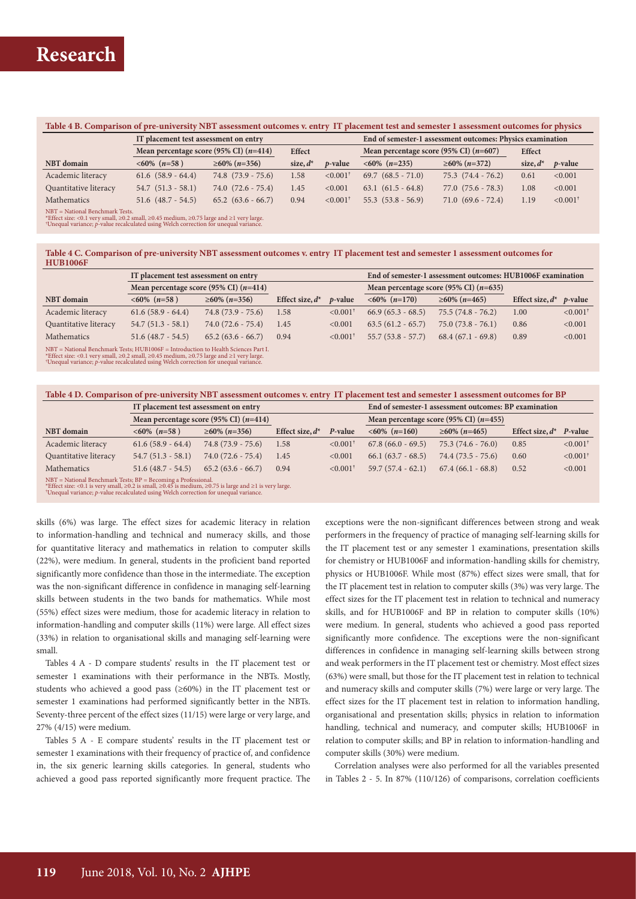**Table 4 B. Comparison of pre-university NBT assessment outcomes v. entry IT placement test and semester 1 assessment outcomes for physics**

| | IT placement test assessment on entry | | | | End of semester-1 assessment outcomes: Physics examination | | | |
|---|---|---|---|---|---|---|---|---|
| | Mean percentage score (95% CI) ($n$=414) | | Effect | | Mean percentage score (95% CI) ($n$=607) | | Effect | |
| NBT domain | <60% ($n$=58 ) | ≥60% ($n$=356) | size, $d$* | $p$-value | <60% ($n$=235) | ≥60% ($n$=372) | size, $d$* | $p$-value |
| Academic literacy | 61.6 (58.9 - 64.4) | 74.8 (73.9 - 75.6) | 1.58 | <0.001[†] | 69.7 (68.5 - 71.0) | 75.3 (74.4 - 76.2) | 0.61 | <0.001 |
| Quantitative literacy | 54.7 (51.3 - 58.1) | 74.0 (72.6 - 75.4) | 1.45 | <0.001 | 63.1 (61.5 - 64.8) | 77.0 (75.6 - 78.3) | 1.08 | <0.001 |
| Mathematics | 51.6 (48.7 - 54.5) | 65.2 (63.6 - 66.7) | 0.94 | <0.001[†] | 55.3 (53.8 - 56.9) | 71.0 (69.6 - 72.4) | 1.19 | <0.001[†] |

NBT = National Benchmark Tests.
*Effect size: <0.1 very small, ≥0.2 small, ≥0.45 medium, ≥0.75 large and ≥1 very large.
[†]Unequal variance; $p$-value recalculated using Welch correction for unequal variance.

**Table 4 C. Comparison of pre-university NBT assessment outcomes v. entry IT placement test and semester 1 assessment outcomes for HUB1006F**

| | IT placement test assessment on entry | | | | End of semester-1 assessment outcomes: HUB1006F examination | | | |
|---|---|---|---|---|---|---|---|---|
| | Mean percentage score (95% CI) ($n$=414) | | | | Mean percentage score (95% CI) ($n$=635) | | | |
| NBT domain | <60% ($n$=58) | ≥60% ($n$=356) | Effect size, $d$* | $p$-value | <60% ($n$=170) | ≥60% ($n$=465) | Effect size, $d$* | $p$-value |
| Academic literacy | 61.6 (58.9 - 64.4) | 74.8 (73.9 - 75.6) | 1.58 | <0.001[†] | 66.9 (65.3 - 68.5) | 75.5 (74.8 - 76.2) | 1.00 | <0.001[†] |
| Quantitative literacy | 54.7 (51.3 - 58.1) | 74.0 (72.6 - 75.4) | 1.45 | <0.001 | 63.5 (61.2 - 65.7) | 75.0 (73.8 - 76.1) | 0.86 | <0.001 |
| Mathematics | 51.6 (48.7 - 54.5) | 65.2 (63.6 - 66.7) | 0.94 | <0.001[†] | 55.7 (53.8 - 57.7) | 68.4 (67.1 - 69.8) | 0.89 | <0.001 |

NBT = National Benchmark Tests; HUB1006F = Introduction to Health Sciences Part I.
*Effect size: <0.1 very small, ≥0.2 small, ≥0.45 medium, ≥0.75 large and ≥1 very large.
[†]Unequal variance; $p$-value recalculated using Welch correction for unequal variance.

**Table 4 D. Comparison of pre-university NBT assessment outcomes v. entry IT placement test and semester 1 assessment outcomes for BP**

| | IT placement test assessment on entry | | | | End of semester-1 assessment outcomes: BP examination | | | |
|---|---|---|---|---|---|---|---|---|
| | Mean percentage score (95% CI) ($n$=414) | | | | Mean percentage score (95% CI) ($n$=455) | | | |
| NBT domain | <60% ($n$=58) | ≥60% ($n$=356) | Effect size, $d$* | $P$-value | <60% ($n$=160) | ≥60% ($n$=465) | Effect size, $d$* | $P$-value |
| Academic literacy | 61.6 (58.9 - 64.4) | 74.8 (73.9 - 75.6) | 1.58 | <0.001[†] | 67.8 (66.0 - 69.5) | 75.3 (74.6 - 76.0) | 0.85 | <0.001[†] |
| Quantitative literacy | 54.7 (51.3 - 58.1) | 74.0 (72.6 - 75.4) | 1.45 | <0.001 | 66.1 (63.7 - 68.5) | 74.4 (73.5 - 75.6) | 0.60 | <0.001[†] |
| Mathematics | 51.6 (48.7 - 54.5) | 65.2 (63.6 - 66.7) | 0.94 | <0.001[†] | 59.7 (57.4 - 62.1) | 67.4 (66.1 - 68.8) | 0.52 | <0.001 |

NBT = National Benchmark Tests; BP = Becoming a Professional.
*Effect size: <0.1 is very small, ≥0.2 is small, ≥0.45 is medium, ≥0.75 is large and ≥1 is very large.
[†]Unequal variance; $p$-value recalculated using Welch correction for unequal variance.

skills (6%) was large. The effect sizes for academic literacy in relation to information-handling and technical and numeracy skills, and those for quantitative literacy and mathematics in relation to computer skills (22%), were medium. In general, students in the proficient band reported significantly more confidence than those in the intermediate. The exception was the non-significant difference in confidence in managing self-learning skills between students in the two bands for mathematics. While most (55%) effect sizes were medium, those for academic literacy in relation to information-handling and computer skills (11%) were large. All effect sizes (33%) in relation to organisational skills and managing self-learning were small.

Tables 4 A - D compare students' results in the IT placement test or semester 1 examinations with their performance in the NBTs. Mostly, students who achieved a good pass (≥60%) in the IT placement test or semester 1 examinations had performed significantly better in the NBTs. Seventy-three percent of the effect sizes (11/15) were large or very large, and 27% (4/15) were medium.

Tables 5 A - E compare students' results in the IT placement test or semester 1 examinations with their frequency of practice of, and confidence in, the six generic learning skills categories. In general, students who achieved a good pass reported significantly more frequent practice. The exceptions were the non-significant differences between strong and weak performers in the frequency of practice of managing self-learning skills for the IT placement test or any semester 1 examinations, presentation skills for chemistry or HUB1006F and information-handling skills for chemistry, physics or HUB1006F. While most (87%) effect sizes were small, that for the IT placement test in relation to computer skills (3%) was very large. The effect sizes for the IT placement test in relation to technical and numeracy skills, and for HUB1006F and BP in relation to computer skills (10%) were medium. In general, students who achieved a good pass reported significantly more confidence. The exceptions were the non-significant differences in confidence in managing self-learning skills between strong and weak performers in the IT placement test or chemistry. Most effect sizes (63%) were small, but those for the IT placement test in relation to technical and numeracy skills and computer skills (7%) were large or very large. The effect sizes for the IT placement test in relation to information handling, organisational and presentation skills; physics in relation to information handling, technical and numeracy, and computer skills; HUB1006F in relation to computer skills; and BP in relation to information-handling and computer skills (30%) were medium.

Correlation analyses were also performed for all the variables presented in Tables 2 - 5. In 87% (110/126) of comparisons, correlation coefficients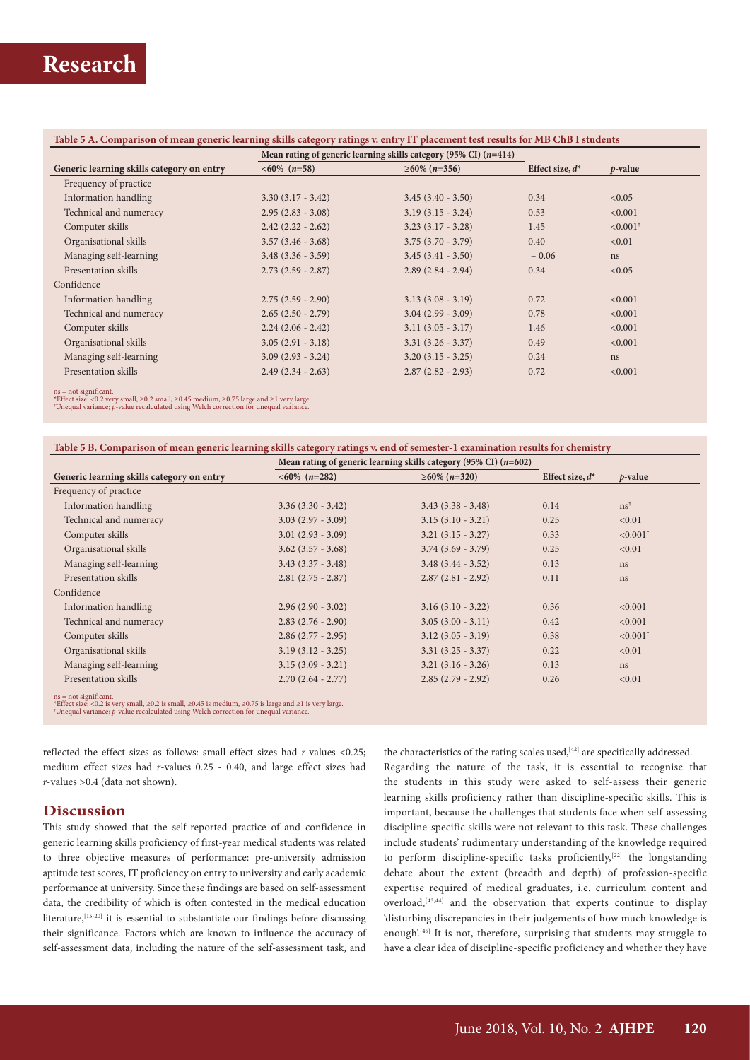**Table 5 A. Comparison of mean generic learning skills category ratings v. entry IT placement test results for MB ChB I students**

| Generic learning skills category on entry | Mean rating of generic learning skills category (95% CI) ($n$=414) | | | |
|---|---|---|---|---|
| | <60% ($n$=58) | ≥60% ($n$=356) | Effect size, $d$* | $p$-value |
| Frequency of practice | | | | |
| Information handling | 3.30 (3.17 - 3.42) | 3.45 (3.40 - 3.50) | 0.34 | <0.05 |
| Technical and numeracy | 2.95 (2.83 - 3.08) | 3.19 (3.15 - 3.24) | 0.53 | <0.001 |
| Computer skills | 2.42 (2.22 - 2.62) | 3.23 (3.17 - 3.28) | 1.45 | <0.001† |
| Organisational skills | 3.57 (3.46 - 3.68) | 3.75 (3.70 - 3.79) | 0.40 | <0.01 |
| Managing self-learning | 3.48 (3.36 - 3.59) | 3.45 (3.41 - 3.50) | – 0.06 | ns |
| Presentation skills | 2.73 (2.59 - 2.87) | 2.89 (2.84 - 2.94) | 0.34 | <0.05 |
| Confidence | | | | |
| Information handling | 2.75 (2.59 - 2.90) | 3.13 (3.08 - 3.19) | 0.72 | <0.001 |
| Technical and numeracy | 2.65 (2.50 - 2.79) | 3.04 (2.99 - 3.09) | 0.78 | <0.001 |
| Computer skills | 2.24 (2.06 - 2.42) | 3.11 (3.05 - 3.17) | 1.46 | <0.001 |
| Organisational skills | 3.05 (2.91 - 3.18) | 3.31 (3.26 - 3.37) | 0.49 | <0.001 |
| Managing self-learning | 3.09 (2.93 - 3.24) | 3.20 (3.15 - 3.25) | 0.24 | ns |
| Presentation skills | 2.49 (2.34 - 2.63) | 2.87 (2.82 - 2.93) | 0.72 | <0.001 |

ns = not significant.
*Effect size: <0.2 very small, ≥0.2 small, ≥0.45 medium, ≥0.75 large and ≥1 very large.
†Unequal variance; $p$-value recalculated using Welch correction for unequal variance.

**Table 5 B. Comparison of mean generic learning skills category ratings v. end of semester-1 examination results for chemistry**

| Generic learning skills category on entry | Mean rating of generic learning skills category (95% CI) ($n$=602) | | | |
|---|---|---|---|---|
| | <60% ($n$=282) | ≥60% ($n$=320) | Effect size, $d$* | $p$-value |
| Frequency of practice | | | | |
| Information handling | 3.36 (3.30 - 3.42) | 3.43 (3.38 - 3.48) | 0.14 | ns† |
| Technical and numeracy | 3.03 (2.97 - 3.09) | 3.15 (3.10 - 3.21) | 0.25 | <0.01 |
| Computer skills | 3.01 (2.93 - 3.09) | 3.21 (3.15 - 3.27) | 0.33 | <0.001† |
| Organisational skills | 3.62 (3.57 - 3.68) | 3.74 (3.69 - 3.79) | 0.25 | <0.01 |
| Managing self-learning | 3.43 (3.37 - 3.48) | 3.48 (3.44 - 3.52) | 0.13 | ns |
| Presentation skills | 2.81 (2.75 - 2.87) | 2.87 (2.81 - 2.92) | 0.11 | ns |
| Confidence | | | | |
| Information handling | 2.96 (2.90 - 3.02) | 3.16 (3.10 - 3.22) | 0.36 | <0.001 |
| Technical and numeracy | 2.83 (2.76 - 2.90) | 3.05 (3.00 - 3.11) | 0.42 | <0.001 |
| Computer skills | 2.86 (2.77 - 2.95) | 3.12 (3.05 - 3.19) | 0.38 | <0.001† |
| Organisational skills | 3.19 (3.12 - 3.25) | 3.31 (3.25 - 3.37) | 0.22 | <0.01 |
| Managing self-learning | 3.15 (3.09 - 3.21) | 3.21 (3.16 - 3.26) | 0.13 | ns |
| Presentation skills | 2.70 (2.64 - 2.77) | 2.85 (2.79 - 2.92) | 0.26 | <0.01 |

ns = not significant.
*Effect size: <0.2 is very small, ≥0.2 is small, ≥0.45 is medium, ≥0.75 is large and ≥1 is very large.
†Unequal variance; $p$-value recalculated using Welch correction for unequal variance.

reflected the effect sizes as follows: small effect sizes had $r$-values <0.25; medium effect sizes had $r$-values 0.25 - 0.40, and large effect sizes had $r$-values >0.4 (data not shown).

## Discussion

This study showed that the self-reported practice of and confidence in generic learning skills proficiency of first-year medical students was related to three objective measures of performance: pre-university admission aptitude test scores, IT proficiency on entry to university and early academic performance at university. Since these findings are based on self-assessment data, the credibility of which is often contested in the medical education literature,[15-20] it is essential to substantiate our findings before discussing their significance. Factors which are known to influence the accuracy of self-assessment data, including the nature of the self-assessment task, and the characteristics of the rating scales used,[42] are specifically addressed.

Regarding the nature of the task, it is essential to recognise that the students in this study were asked to self-assess their generic learning skills proficiency rather than discipline-specific skills. This is important, because the challenges that students face when self-assessing discipline-specific skills were not relevant to this task. These challenges include students' rudimentary understanding of the knowledge required to perform discipline-specific tasks proficiently,[22] the longstanding debate about the extent (breadth and depth) of profession-specific expertise required of medical graduates, i.e. curriculum content and overload,[43,44] and the observation that experts continue to display 'disturbing discrepancies in their judgements of how much knowledge is enough'.[45] It is not, therefore, surprising that students may struggle to have a clear idea of discipline-specific proficiency and whether they have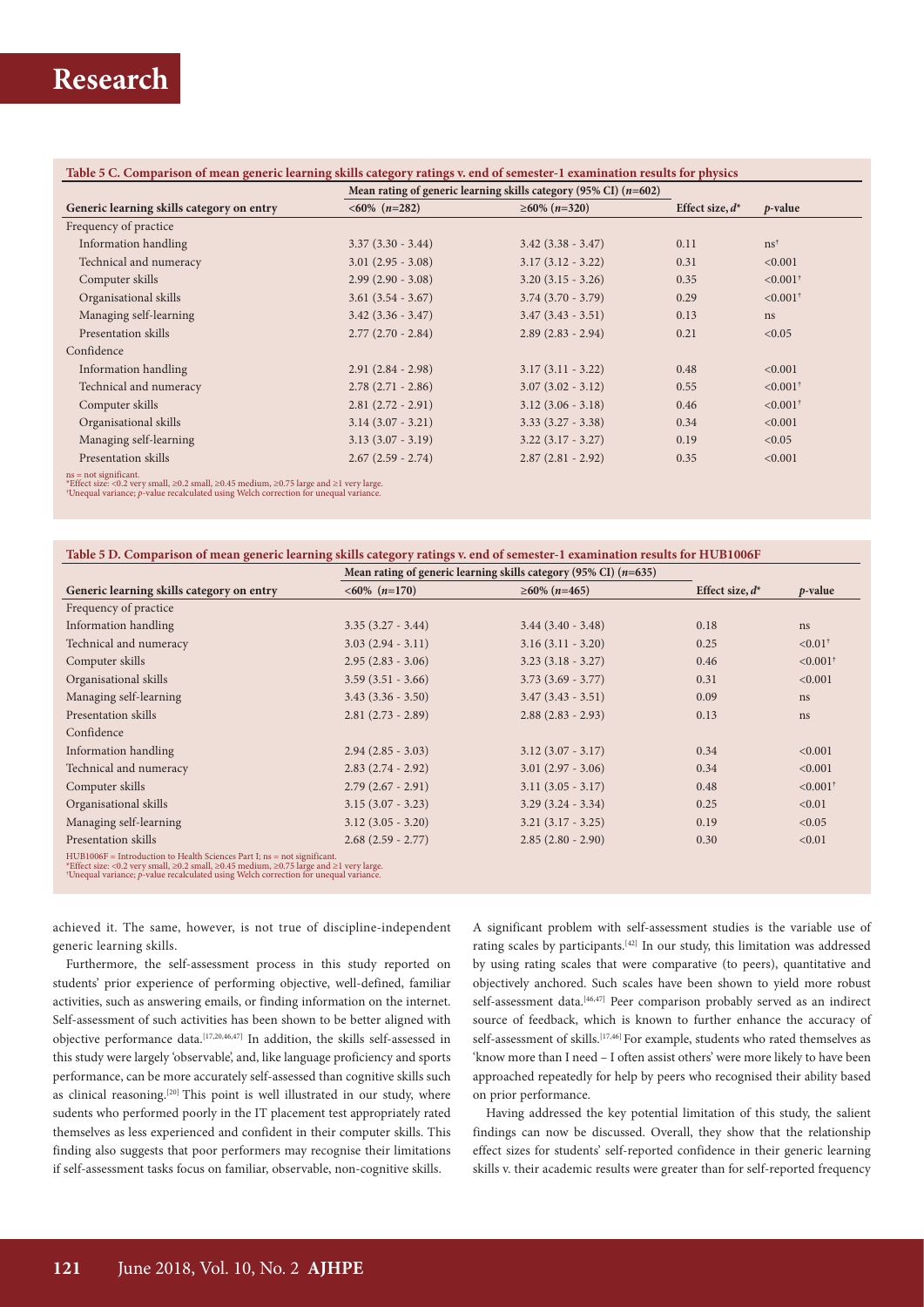**Table 5 C. Comparison of mean generic learning skills category ratings v. end of semester-1 examination results for physics**

| Generic learning skills category on entry | Mean rating of generic learning skills category (95% CI) ($n$=602) | | Effect size, $d$* | $p$-value |
|---|---|---|---|---|
| | <60% ($n$=282) | ≥60% ($n$=320) | | |
| Frequency of practice | | | | |
| Information handling | 3.37 (3.30 - 3.44) | 3.42 (3.38 - 3.47) | 0.11 | ns† |
| Technical and numeracy | 3.01 (2.95 - 3.08) | 3.17 (3.12 - 3.22) | 0.31 | <0.001 |
| Computer skills | 2.99 (2.90 - 3.08) | 3.20 (3.15 - 3.26) | 0.35 | <0.001† |
| Organisational skills | 3.61 (3.54 - 3.67) | 3.74 (3.70 - 3.79) | 0.29 | <0.001† |
| Managing self-learning | 3.42 (3.36 - 3.47) | 3.47 (3.43 - 3.51) | 0.13 | ns |
| Presentation skills | 2.77 (2.70 - 2.84) | 2.89 (2.83 - 2.94) | 0.21 | <0.05 |
| Confidence | | | | |
| Information handling | 2.91 (2.84 - 2.98) | 3.17 (3.11 - 3.22) | 0.48 | <0.001 |
| Technical and numeracy | 2.78 (2.71 - 2.86) | 3.07 (3.02 - 3.12) | 0.55 | <0.001† |
| Computer skills | 2.81 (2.72 - 2.91) | 3.12 (3.06 - 3.18) | 0.46 | <0.001† |
| Organisational skills | 3.14 (3.07 - 3.21) | 3.33 (3.27 - 3.38) | 0.34 | <0.001 |
| Managing self-learning | 3.13 (3.07 - 3.19) | 3.22 (3.17 - 3.27) | 0.19 | <0.05 |
| Presentation skills | 2.67 (2.59 - 2.74) | 2.87 (2.81 - 2.92) | 0.35 | <0.001 |

ns = not significant.
*Effect size: <0.2 very small, ≥0.2 small, ≥0.45 medium, ≥0.75 large and ≥1 very large.
†Unequal variance; $p$-value recalculated using Welch correction for unequal variance.

**Table 5 D. Comparison of mean generic learning skills category ratings v. end of semester-1 examination results for HUB1006F**

| Generic learning skills category on entry | Mean rating of generic learning skills category (95% CI) ($n$=635) | | Effect size, $d$* | $p$-value |
|---|---|---|---|---|
| | <60% ($n$=170) | ≥60% ($n$=465) | | |
| Frequency of practice | | | | |
| Information handling | 3.35 (3.27 - 3.44) | 3.44 (3.40 - 3.48) | 0.18 | ns |
| Technical and numeracy | 3.03 (2.94 - 3.11) | 3.16 (3.11 - 3.20) | 0.25 | <0.01† |
| Computer skills | 2.95 (2.83 - 3.06) | 3.23 (3.18 - 3.27) | 0.46 | <0.001† |
| Organisational skills | 3.59 (3.51 - 3.66) | 3.73 (3.69 - 3.77) | 0.31 | <0.001 |
| Managing self-learning | 3.43 (3.36 - 3.50) | 3.47 (3.43 - 3.51) | 0.09 | ns |
| Presentation skills | 2.81 (2.73 - 2.89) | 2.88 (2.83 - 2.93) | 0.13 | ns |
| Confidence | | | | |
| Information handling | 2.94 (2.85 - 3.03) | 3.12 (3.07 - 3.17) | 0.34 | <0.001 |
| Technical and numeracy | 2.83 (2.74 - 2.92) | 3.01 (2.97 - 3.06) | 0.34 | <0.001 |
| Computer skills | 2.79 (2.67 - 2.91) | 3.11 (3.05 - 3.17) | 0.48 | <0.001† |
| Organisational skills | 3.15 (3.07 - 3.23) | 3.29 (3.24 - 3.34) | 0.25 | <0.01 |
| Managing self-learning | 3.12 (3.05 - 3.20) | 3.21 (3.17 - 3.25) | 0.19 | <0.05 |
| Presentation skills | 2.68 (2.59 - 2.77) | 2.85 (2.80 - 2.90) | 0.30 | <0.01 |

HUB1006F = Introduction to Health Sciences Part I; ns = not significant.
*Effect size: <0.2 very small, ≥0.2 small, ≥0.45 medium, ≥0.75 large and ≥1 very large.
†Unequal variance; $p$-value recalculated using Welch correction for unequal variance.

achieved it. The same, however, is not true of discipline-independent generic learning skills.

Furthermore, the self-assessment process in this study reported on students' prior experience of performing objective, well-defined, familiar activities, such as answering emails, or finding information on the internet. Self-assessment of such activities has been shown to be better aligned with objective performance data.[17,20,46,47] In addition, the skills self-assessed in this study were largely 'observable', and, like language proficiency and sports performance, can be more accurately self-assessed than cognitive skills such as clinical reasoning.[20] This point is well illustrated in our study, where sudents who performed poorly in the IT placement test appropriately rated themselves as less experienced and confident in their computer skills. This finding also suggests that poor performers may recognise their limitations if self-assessment tasks focus on familiar, observable, non-cognitive skills.

A significant problem with self-assessment studies is the variable use of rating scales by participants.[42] In our study, this limitation was addressed by using rating scales that were comparative (to peers), quantitative and objectively anchored. Such scales have been shown to yield more robust self-assessment data.[46,47] Peer comparison probably served as an indirect source of feedback, which is known to further enhance the accuracy of self-assessment of skills.[17,46] For example, students who rated themselves as 'know more than I need – I often assist others' were more likely to have been approached repeatedly for help by peers who recognised their ability based on prior performance.

Having addressed the key potential limitation of this study, the salient findings can now be discussed. Overall, they show that the relationship effect sizes for students' self-reported confidence in their generic learning skills v. their academic results were greater than for self-reported frequency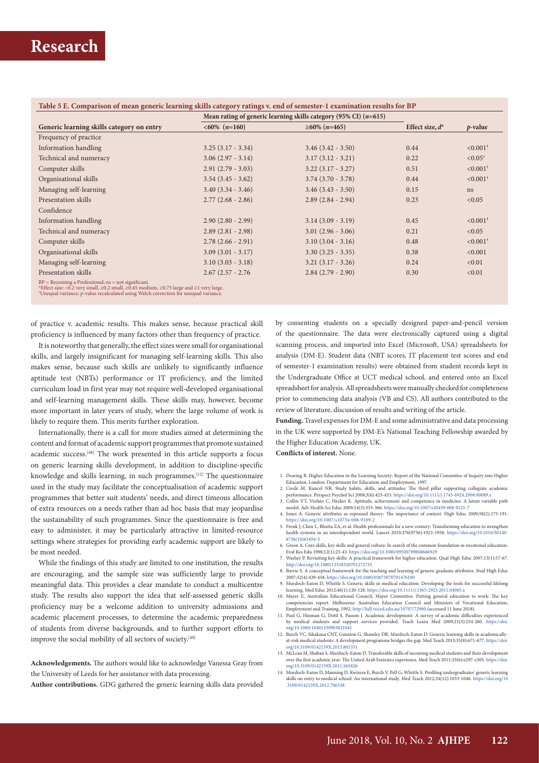**Table 5 E. Comparison of mean generic learning skills category ratings v. end of semester-1 examination results for BP**

| Generic learning skills category on entry | Mean rating of generic learning skills category (95% CI) ($n$=615) | | Effect size, $d$* | $p$-value |
|---|---|---|---|---|
| | <60% ($n$=160) | ≥60% ($n$=465) | | |
| Frequency of practice | | | | |
| Information handling | 3.25 (3.17 - 3.34) | 3.46 (3.42 - 3.50) | 0.44 | <0.001[†] |
| Technical and numeracy | 3.06 (2.97 - 3.14) | 3.17 (3.12 - 3.21) | 0.22 | <0.05[†] |
| Computer skills | 2.91 (2.79 - 3.03) | 3.22 (3.17 - 3.27) | 0.51 | <0.001[†] |
| Organisational skills | 3.54 (3.45 - 3.62) | 3.74 (3.70 - 3.78) | 0.44 | <0.001[†] |
| Managing self-learning | 3.40 (3.34 - 3.46) | 3.46 (3.43 - 3.50) | 0.15 | ns |
| Presentation skills | 2.77 (2.68 - 2.86) | 2.89 (2.84 - 2.94) | 0.23 | <0.05 |
| Confidence | | | | |
| Information handling | 2.90 (2.80 - 2.99) | 3.14 (3.09 - 3.19) | 0.45 | <0.001[†] |
| Technical and numeracy | 2.89 (2.81 - 2.98) | 3.01 (2.96 - 3.06) | 0.21 | <0.05 |
| Computer skills | 2.78 (2.66 - 2.91) | 3.10 (3.04 - 3.16) | 0.48 | <0.001[†] |
| Organisational skills | 3.09 (3.01 - 3.17) | 3.30 (3.25 - 3.35) | 0.38 | <0.001 |
| Managing self-learning | 3.10 (3.03 - 3.18) | 3.21 (3.17 - 3.26) | 0.24 | <0.01 |
| Presentation skills | 2.67 (2.57 - 2.76 | 2.84 (2.79 - 2.90) | 0.30 | <0.01 |

BP = Becoming a Professional; ns = not significant.
*Effect size: <0.2 very small, ≥0.2 small, ≥0.45 medium, ≥0.75 large and ≥1 very large.
[†]Unequal variance; $p$-value recalculated using Welch correction for unequal variance.

of practice v. academic results. This makes sense, because practical skill proficiency is influenced by many factors other than frequency of practice.

It is noteworthy that generally, the effect sizes were small for organisational skills, and largely insignificant for managing self-learning skills. This also makes sense, because such skills are unlikely to significantly influence aptitude test (NBTs) performance or IT proficiency, and the limited curriculum load in first year may not require well-developed organisational and self-learning management skills. These skills may, however, become more important in later years of study, where the large volume of work is likely to require them. This merits further exploration.

Internationally, there is a call for more studies aimed at determining the content and format of academic support programmes that promote sustained academic success.[48] The work presented in this article supports a focus on generic learning skills development, in addition to discipline-specific knowledge and skills learning, in such programmes.[12] The questionnaire used in the study may facilitate the conceptualisation of academic support programmes that better suit students' needs, and direct timeous allocation of extra resources on a needs rather than ad hoc basis that may jeopardise the sustainability of such programmes. Since the questionnaire is free and easy to administer, it may be particularly attractive in limited-resource settings where strategies for providing early academic support are likely to be most needed.

While the findings of this study are limited to one institution, the results are encouraging, and the sample size was sufficiently large to provide meaningful data. This provides a clear mandate to conduct a multicentre study. The results also support the idea that self-assessed generic skills proficiency may be a welcome addition to university admissions and academic placement processes, to determine the academic preparedness of students from diverse backgrounds, and to further support efforts to improve the social mobility of all sectors of society.[49]

**Acknowledgements.** The authors would like to acknowledge Vanessa Gray from the University of Leeds for her assistance with data processing.

**Author contributions.** GDG gathered the generic learning skills data provided by consenting students on a specially designed paper-and-pencil version of the questionnaire. The data were electronically captured using a digital scanning process, and imported into Excel (Microsoft, USA) spreadsheets for analysis (DM-E). Student data (NBT scores, IT placement test scores and end of semester-1 examination results) were obtained from student records kept in the Undergraduate Office at UCT medical school, and entered onto an Excel spreadsheet for analysis. All spreadsheets were manually checked for completeness prior to commencing data analysis (VB and CS). All authors contributed to the review of literature, discussion of results and writing of the article.

**Funding.** Travel expenses for DM-E and some administrative and data processing in the UK were supported by DM-E's National Teaching Fellowship awarded by the Higher Education Academy, UK.

**Conflicts of interest.** None.

1. Dearing R. Higher Education in the Learning Society: Report of the National Committee of Inquiry into Higher Education. London: Department for Education and Employment, 1997.
2. Credé M, Kuncel NR. Study habits, skills, and attitudes: The third pillar supporting collegiate academic performance. Perspect Psychol Sci 2008;3(6):425-453. https://doi.org/10.1111/j.1745-6924.2008.00089.x
3. Collin VT, Violato C, Hecker K. Aptitude, achievement and competence in medicine: A latent variable path model. Adv Health Sci Educ 2009;14(3):355-366. https://doi.org/10.1007/s10459-008-9121-7
4. Jones A. Generic attributes as espoused theory: The importance of context. High Educ 2009;58(2):175-191. https://doi.org/10.1007/s10734-008-9189-2
5. Frenk J, Chen L, Bhutta ZA, et al. Health professionals for a new century: Transforming education to strengthen health systems in an interdependent world. Lancet 2010;376(9756):1923-1958. https://doi.org/10.1016/S0140-6736(10)61854-5
6. Green A. Core skills, key skills and general culture: In search of the common foundation in vocational education. Eval Res Edu 1998;12(1):23-43. https://doi.org/10.1080/09500799808666929
7. Washer P. Revisiting key skills: A practical framework for higher education. Qual High Educ 2007;13(1):57-67. http://doi.org/10.1080/13538320701272755
8. Barrie S. A conceptual framework for the teaching and learning of generic graduate attributes. Stud High Educ 2007;32(4):439-458. https://doi.org/10.1080/03075070701476100
9. Murdoch-Eaton D, Whittle S. Generic skills in medical education: Developing the tools for successful lifelong learning. Med Educ 2012;46(1):120-128. https://doi.org/10.1111/j.1365-2923.2011.04065.x
10. Mayer E, Australian Educational Council, Mayer Committee. Putting general education to work: The key competencies report. Melbourne: Australian Education Council and Ministers of Vocational Education, Employment and Training, 1992. http://hdl.voced.edu.au/10707/72980 (accessed 11 June 2018).
11. Paul G, Hinman G, Dottl S, Passon J. Academic development: A survey of academic difficulties experienced by medical students and support services provided. Teach Learn Med 2009;21(3):254-260. https://doi.org/10.1080/10401330903021041
12. Burch VC, Sikakana CNT, Gunston G, Shamley DR, Murdoch-Eaton D. Generic learning skills in academically-at-risk medical students: A development programme bridges the gap. Med Teach 2013;35(8):671-677. https://doi.org/10.3109/0142159X.2013.801551
13. McLean M, Shaban S, Murdoch-Eaton D. Transferable skills of incoming medical students and their development over the first academic year: The United Arab Emirates experience. Med Teach 2011;33(6):e297-e305. https://doi.org/10.3109/0142159X.2011.565826
14. Murdoch-Eaton D, Manning D, Kwizera E, Burch V, Pell G, Whittle S. Profiling undergraduates' generic learning skills on entry to medical school: An international study. Med Teach 2012;34(12):1033-1046. https://doi.org/10.3109/0142159X.2012.706338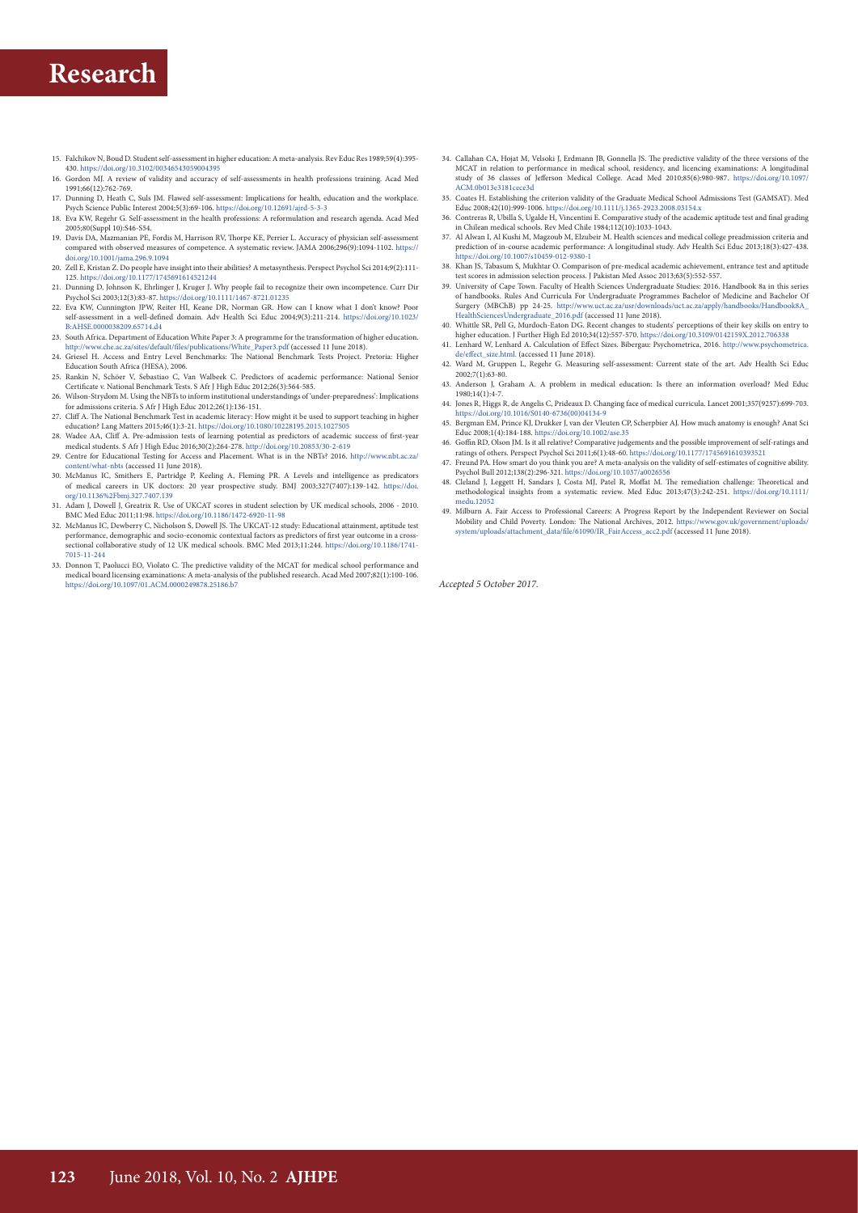15. Falchikov N, Boud D. Student self-assessment in higher education: A meta-analysis. Rev Educ Res 1989;59(4):395-430. https://doi.org/10.3102/00346543059004395
16. Gordon MJ. A review of validity and accuracy of self-assessments in health professions training. Acad Med 1991;66(12):762-769.
17. Dunning D, Heath C, Suls JM. Flawed self-assessment: Implications for health, education and the workplace. Psych Science Public Interest 2004;5(3):69-106. https://doi.org/10.12691/ajrd-5-3-3
18. Eva KW, Regehr G. Self-assessment in the health professions: A reformulation and research agenda. Acad Med 2005;80(Suppl 10):S46-S54.
19. Davis DA, Mazmanian PE, Fordis M, Harrison RV, Thorpe KE, Perrier L. Accuracy of physician self-assessment compared with observed measures of competence. A systematic review. JAMA 2006;296(9):1094-1102. https://doi.org/10.1001/jama.296.9.1094
20. Zell E, Kristan Z. Do people have insight into their abilities? A metasynthesis. Perspect Psychol Sci 2014;9(2):111-125. https://doi.org/10.1177/1745691614521244
21. Dunning D, Johnson K, Ehrlinger J, Kruger J. Why people fail to recognize their own incompetence. Curr Dir Psychol Sci 2003;12(3):83-87. https://doi.org/10.1111/1467-8721.01235
22. Eva KW, Cunnington JPW, Reiter HI, Keane DR, Norman GR. How can I know what I don't know? Poor self-assessment in a well-defined domain. Adv Health Sci Educ 2004;9(3):211-214. https://doi.org/10.1023/B:AHSE.0000038209.65714.d4
23. South Africa. Department of Education White Paper 3: A programme for the transformation of higher education. http://www.che.ac.za/sites/default/files/publications/White_Paper3.pdf (accessed 11 June 2018).
24. Griesel H. Access and Entry Level Benchmarks: The National Benchmark Tests Project. Pretoria: Higher Education South Africa (HESA), 2006.
25. Rankin N, Schöer V, Sebastiao C, Van Walbeek C. Predictors of academic performance: National Senior Certificate v. National Benchmark Tests. S Afr J High Educ 2012;26(3):564-585.
26. Wilson-Strydom M. Using the NBTs to inform institutional understandings of 'under-preparedness': Implications for admissions criteria. S Afr J High Educ 2012;26(1):136-151.
27. Cliff A. The National Benchmark Test in academic literacy: How might it be used to support teaching in higher education? Lang Matters 2015;46(1):3-21. https://doi.org/10.1080/10228195.2015.1027505
28. Wadee AA, Cliff A. Pre-admission tests of learning potential as predictors of academic success of first-year medical students. S Afr J High Educ 2016;30(2):264-278. http://doi.org/10.20853/30-2-619
29. Centre for Educational Testing for Access and Placement. What is in the NBTs? 2016. http://www.nbt.ac.za/content/what-nbts (accessed 11 June 2018).
30. McManus IC, Smithers E, Partridge P, Keeling A, Fleming PR. A Levels and intelligence as predicators of medical careers in UK doctors: 20 year prospective study. BMJ 2003;327(7407):139-142. https://doi.org/10.1136%2Fbmj.327.7407.139
31. Adam J, Dowell J, Greatrix R. Use of UKCAT scores in student selection by UK medical schools, 2006 - 2010. BMC Med Educ 2011;11:98. https://doi.org/10.1186/1472-6920-11-98
32. McManus IC, Dewberry C, Nicholson S, Dowell JS. The UKCAT-12 study: Educational attainment, aptitude test performance, demographic and socio-economic contextual factors as predictors of first year outcome in a cross-sectional collaborative study of 12 UK medical schools. BMC Med 2013;11:244. https://doi.org/10.1186/1741-7015-11-244
33. Donnon T, Paolucci EO, Violato C. The predictive validity of the MCAT for medical school performance and medical board licensing examinations: A meta-analysis of the published research. Acad Med 2007;82(1):100-106. https://doi.org/10.1097/01.ACM.0000249878.25186.b7
34. Callahan CA, Hojat M, Velsoki J, Erdmann JB, Gonnella JS. The predictive validity of the three versions of the MCAT in relation to performance in medical school, residency, and licencing examinations: A longitudinal study of 36 classes of Jefferson Medical College. Acad Med 2010;85(6):980-987. https://doi.org/10.1097/ACM.0b013e3181cece3d
35. Coates H. Establishing the criterion validity of the Graduate Medical School Admissions Test (GAMSAT). Med Educ 2008;42(10):999-1006. https://doi.org/10.1111/j.1365-2923.2008.03154.x
36. Contreras R, Ubilla S, Ugalde H, Vincentini E. Comparative study of the academic aptitude test and final grading in Chilean medical schools. Rev Med Chile 1984;112(10):1033-1043.
37. Al Alwan I, Al Kushi M, Magzoub M, Elzubeir M. Health sciences and medical college preadmission criteria and prediction of in-course academic performance: A longitudinal study. Adv Health Sci Educ 2013;18(3):427-438. https://doi.org/10.1007/s10459-012-9380-1
38. Khan JS, Tabasum S, Mukhtar O. Comparison of pre-medical academic achievement, entrance test and aptitude test scores in admission selection process. J Pakistan Med Assoc 2013;63(5):552-557.
39. University of Cape Town. Faculty of Health Sciences Undergraduate Studies: 2016. Handbook 8a in this series of handbooks. Rules And Curricula For Undergraduate Programmes Bachelor of Medicine and Bachelor Of Surgery (MBChB) pp 24-25. http://www.uct.ac.za/usr/downloads/uct.ac.za/apply/handbooks/Handbook8A_HealthSciencesUndergraduate_2016.pdf (accessed 11 June 2018).
40. Whittle SR, Pell G, Murdoch-Eaton DG. Recent changes to students' perceptions of their key skills on entry to higher education. J Further High Ed 2010;34(12):557-570. https://doi.org/10.3109/0142159X.2012.706338
41. Lenhard W, Lenhard A. Calculation of Effect Sizes. Bibergau: Psychometrica, 2016. http://www.psychometrica.de/effect_size.html. (accessed 11 June 2018).
42. Ward M, Gruppen L, Regehr G. Measuring self-assessment: Current state of the art. Adv Health Sci Educ 2002;7(1):63-80.
43. Anderson J, Graham A. A problem in medical education: Is there an information overload? Med Educ 1980;14(1):4-7.
44. Jones R, Higgs R, de Angelis C, Prideaux D. Changing face of medical curricula. Lancet 2001;357(9257):699-703. https://doi.org/10.1016/S0140-6736(00)04134-9
45. Bergman EM, Prince KJ, Drukker J, van der Vleuten CP, Scherpbier AJ. How much anatomy is enough? Anat Sci Educ 2008;1(4):184-188. https://doi.org/10.1002/ase.35
46. Goffin RD, Olson JM. Is it all relative? Comparative judgements and the possible improvement of self-ratings and ratings of others. Perspect Psychol Sci 2011;6(1):48-60. https://doi.org/10.1177/1745691610393521
47. Freund PA. How smart do you think you are? A meta-analysis on the validity of self-estimates of cognitive ability. Psychol Bull 2012;138(2):296-321. https://doi.org/10.1037/a0026556
48. Cleland J, Leggett H, Sandars J, Costa MJ, Patel R, Moffat M. The remediation challenge: Theoretical and methodological insights from a systematic review. Med Educ 2013;47(3):242-251. https://doi.org/10.1111/medu.12052
49. Milburn A. Fair Access to Professional Careers: A Progress Report by the Independent Reviewer on Social Mobility and Child Poverty. London: The National Archives, 2012. https://www.gov.uk/government/uploads/system/uploads/attachment_data/file/61090/IR_FairAccess_acc2.pdf (accessed 11 June 2018).

*Accepted 5 October 2017.*